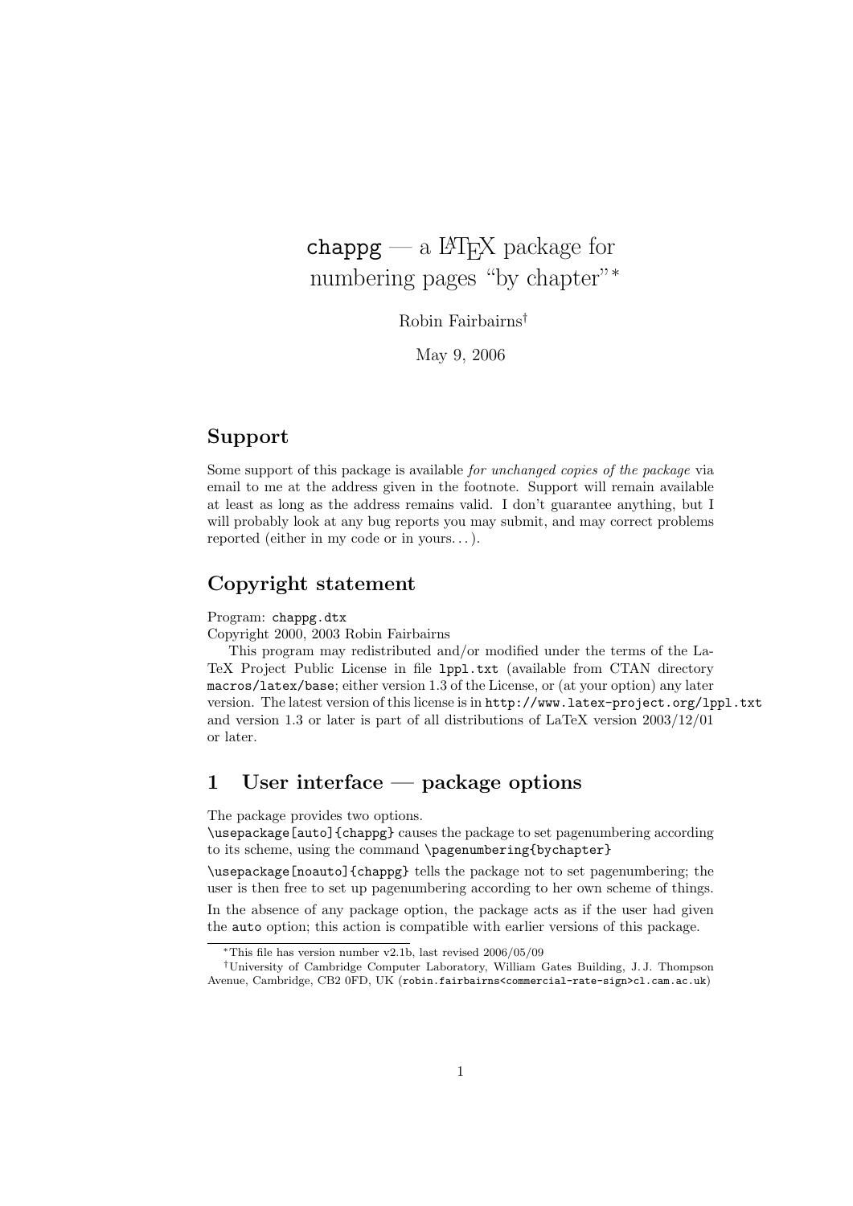# chappg — a LaTeX package for numbering pages "by chapter"*

Robin Fairbairns†

May 9, 2006

## Support

Some support of this package is available *for unchanged copies of the package* via email to me at the address given in the footnote. Support will remain available at least as long as the address remains valid. I don't guarantee anything, but I will probably look at any bug reports you may submit, and may correct problems reported (either in my code or in yours. . . ).

## Copyright statement

Program: `chappg.dtx`
Copyright 2000, 2003 Robin Fairbairns

This program may redistributed and/or modified under the terms of the LaTeX Project Public License in file `lppl.txt` (available from CTAN directory `macros/latex/base`; either version 1.3 of the License, or (at your option) any later version. The latest version of this license is in `http://www.latex-project.org/lppl.txt` and version 1.3 or later is part of all distributions of LaTeX version 2003/12/01 or later.

## 1 User interface — package options

The package provides two options.

`\usepackage[auto]{chappg}` causes the package to set pagenumbering according to its scheme, using the command `\pagenumbering{bychapter}`

`\usepackage[noauto]{chappg}` tells the package not to set pagenumbering; the user is then free to set up pagenumbering according to her own scheme of things.

In the absence of any package option, the package acts as if the user had given the `auto` option; this action is compatible with earlier versions of this package.

---

*This file has version number v2.1b, last revised 2006/05/09

†University of Cambridge Computer Laboratory, William Gates Building, J. J. Thompson Avenue, Cambridge, CB2 0FD, UK (`robin.fairbairns<commercial-rate-sign>cl.cam.ac.uk`)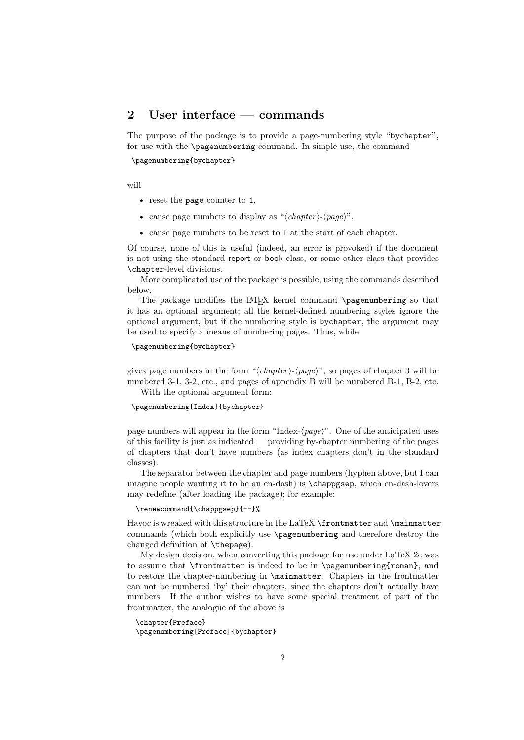## 2 User interface — commands

The purpose of the package is to provide a page-numbering style "`bychapter`", for use with the `\pagenumbering` command. In simple use, the command

```
\pagenumbering{bychapter}
```

will

- reset the `page` counter to `1`,
- cause page numbers to display as "⟨*chapter*⟩-⟨*page*⟩",
- cause page numbers to be reset to 1 at the start of each chapter.

Of course, none of this is useful (indeed, an error is provoked) if the document is not using the standard `report` or `book` class, or some other class that provides `\chapter`-level divisions.

More complicated use of the package is possible, using the commands described below.

The package modifies the LaTeX kernel command `\pagenumbering` so that it has an optional argument; all the kernel-defined numbering styles ignore the optional argument, but if the numbering style is `bychapter`, the argument may be used to specify a means of numbering pages. Thus, while

```
\pagenumbering{bychapter}
```

gives page numbers in the form "⟨*chapter*⟩-⟨*page*⟩", so pages of chapter 3 will be numbered 3-1, 3-2, etc., and pages of appendix B will be numbered B-1, B-2, etc.

With the optional argument form:

```
\pagenumbering[Index]{bychapter}
```

page numbers will appear in the form "Index-⟨*page*⟩". One of the anticipated uses of this facility is just as indicated — providing by-chapter numbering of the pages of chapters that don't have numbers (as index chapters don't in the standard classes).

The separator between the chapter and page numbers (hyphen above, but I can imagine people wanting it to be an en-dash) is `\chappgsep`, which en-dash-lovers may redefine (after loading the package); for example:

```
\renewcommand{\chappgsep}{--}%
```

Havoc is wreaked with this structure in the LaTeX `\frontmatter` and `\mainmatter` commands (which both explicitly use `\pagenumbering` and therefore destroy the changed definition of `\thepage`).

My design decision, when converting this package for use under LaTeX 2e was to assume that `\frontmatter` is indeed to be in `\pagenumbering{roman}`, and to restore the chapter-numbering in `\mainmatter`. Chapters in the frontmatter can not be numbered 'by' their chapters, since the chapters don't actually have numbers. If the author wishes to have some special treatment of part of the frontmatter, the analogue of the above is

```
\chapter{Preface}
\pagenumbering[Preface]{bychapter}
```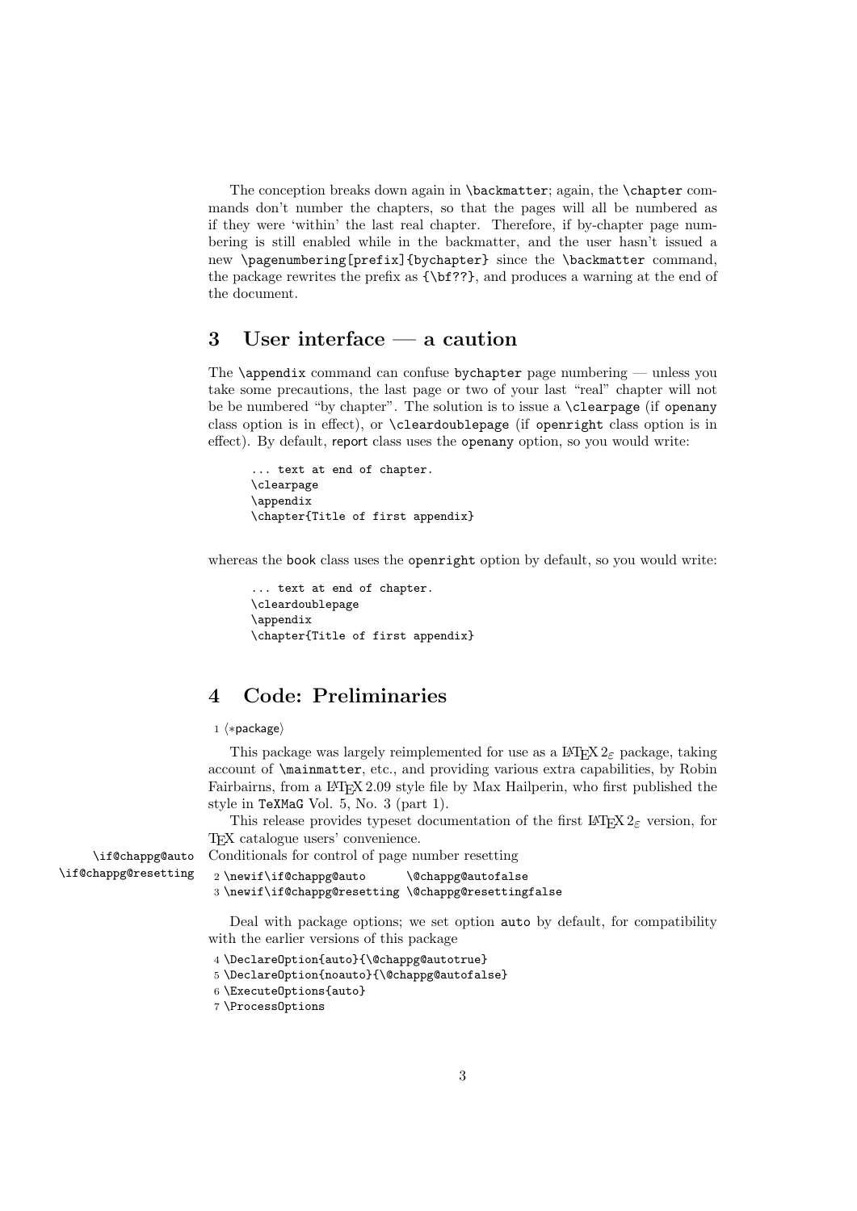The conception breaks down again in `\backmatter`; again, the `\chapter` commands don't number the chapters, so that the pages will all be numbered as if they were 'within' the last real chapter. Therefore, if by-chapter page numbering is still enabled while in the backmatter, and the user hasn't issued a new `\pagenumbering[prefix]{bychapter}` since the `\backmatter` command, the package rewrites the prefix as `{\bf??}`, and produces a warning at the end of the document.

## 3 User interface — a caution

The `\appendix` command can confuse `bychapter` page numbering — unless you take some precautions, the last page or two of your last "real" chapter will not be be numbered "by chapter". The solution is to issue a `\clearpage` (if `openany` class option is in effect), or `\cleardoublepage` (if `openright` class option is in effect). By default, report class uses the `openany` option, so you would write:

```
... text at end of chapter.
\clearpage
\appendix
\chapter{Title of first appendix}
```

whereas the book class uses the `openright` option by default, so you would write:

```
... text at end of chapter.
\cleardoublepage
\appendix
\chapter{Title of first appendix}
```

## 4 Code: Preliminaries

```
1 ⟨*package⟩
```

This package was largely reimplemented for use as a LaTeX 2ε package, taking account of `\mainmatter`, etc., and providing various extra capabilities, by Robin Fairbairns, from a LaTeX 2.09 style file by Max Hailperin, who first published the style in TeXMaG Vol. 5, No. 3 (part 1).

This release provides typeset documentation of the first LaTeX 2ε version, for TeX catalogue users' convenience.

`\if@chappg@auto` `\if@chappg@resetting` Conditionals for control of page number resetting

```
2 \newif\if@chappg@auto      \@chappg@autofalse
3 \newif\if@chappg@resetting \@chappg@resettingfalse
```

Deal with package options; we set option `auto` by default, for compatibility with the earlier versions of this package

```
4 \DeclareOption{auto}{\@chappg@autotrue}
5 \DeclareOption{noauto}{\@chappg@autofalse}
6 \ExecuteOptions{auto}
7 \ProcessOptions
```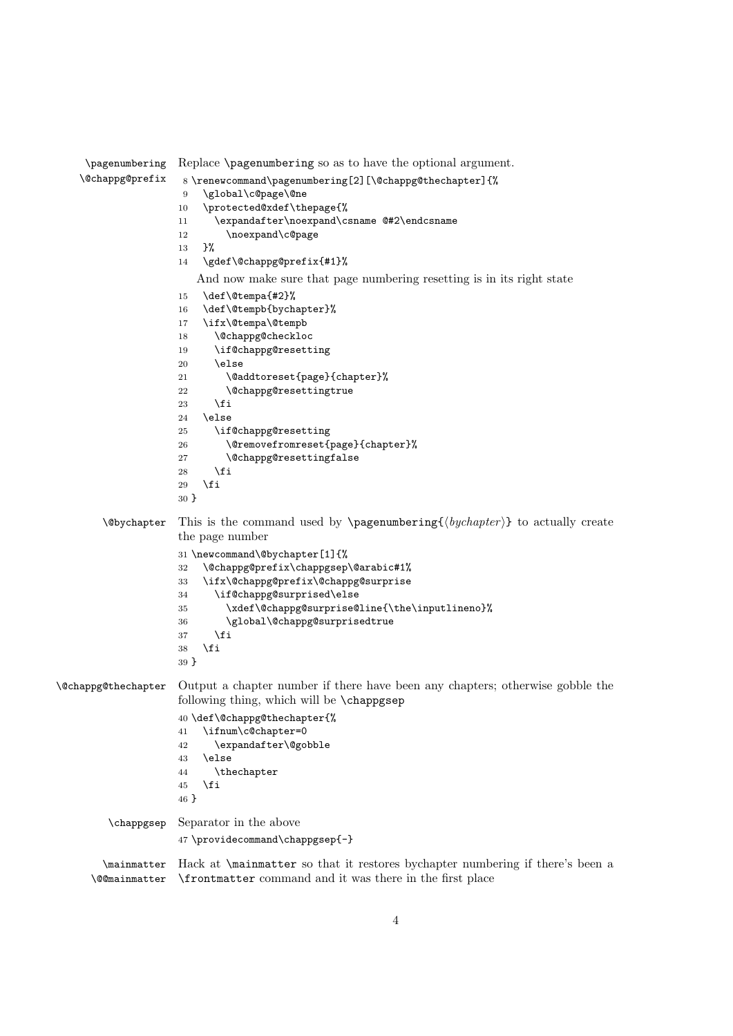**\pagenumbering** **\@chappg@prefix**

Replace `\pagenumbering` so as to have the optional argument.

```
8 \renewcommand\pagenumbering[2][\@chappg@thechapter]{%
9   \global\c@page\@ne
10  \protected@xdef\thepage{%
11    \expandafter\noexpand\csname @#2\endcsname
12      \noexpand\c@page
13  }%
14  \gdef\@chappg@prefix{#1}%
```

And now make sure that page numbering resetting is in its right state

```
15  \def\@tempa{#2}%
16  \def\@tempb{bychapter}%
17  \ifx\@tempa\@tempb
18    \@chappg@checkloc
19    \if@chappg@resetting
20    \else
21      \@addtoreset{page}{chapter}%
22      \@chappg@resettingtrue
23    \fi
24  \else
25    \if@chappg@resetting
26      \@removefromreset{page}{chapter}%
27      \@chappg@resettingfalse
28    \fi
29  \fi
30 }
```

**\@bychapter**

This is the command used by `\pagenumbering{`⟨*bychapter*⟩`}` to actually create the page number

```
31 \newcommand\@bychapter[1]{%
32   \@chappg@prefix\chappgsep\@arabic#1%
33   \ifx\@chappg@prefix\@chappg@surprise
34     \if@chappg@surprised\else
35       \xdef\@chappg@surprise@line{\the\inputlineno}%
36       \global\@chappg@surprisedtrue
37     \fi
38   \fi
39 }
```

**\@chappg@thechapter**

Output a chapter number if there have been any chapters; otherwise gobble the following thing, which will be `\chappgsep`

```
40 \def\@chappg@thechapter{%
41   \ifnum\c@chapter=0
42     \expandafter\@gobble
43   \else
44     \thechapter
45   \fi
46 }
```

**\chappgsep**

Separator in the above

```
47 \providecommand\chappgsep{-}
```

**\mainmatter** **\@@mainmatter**

Hack at `\mainmatter` so that it restores bychapter numbering if there's been a `\frontmatter` command and it was there in the first place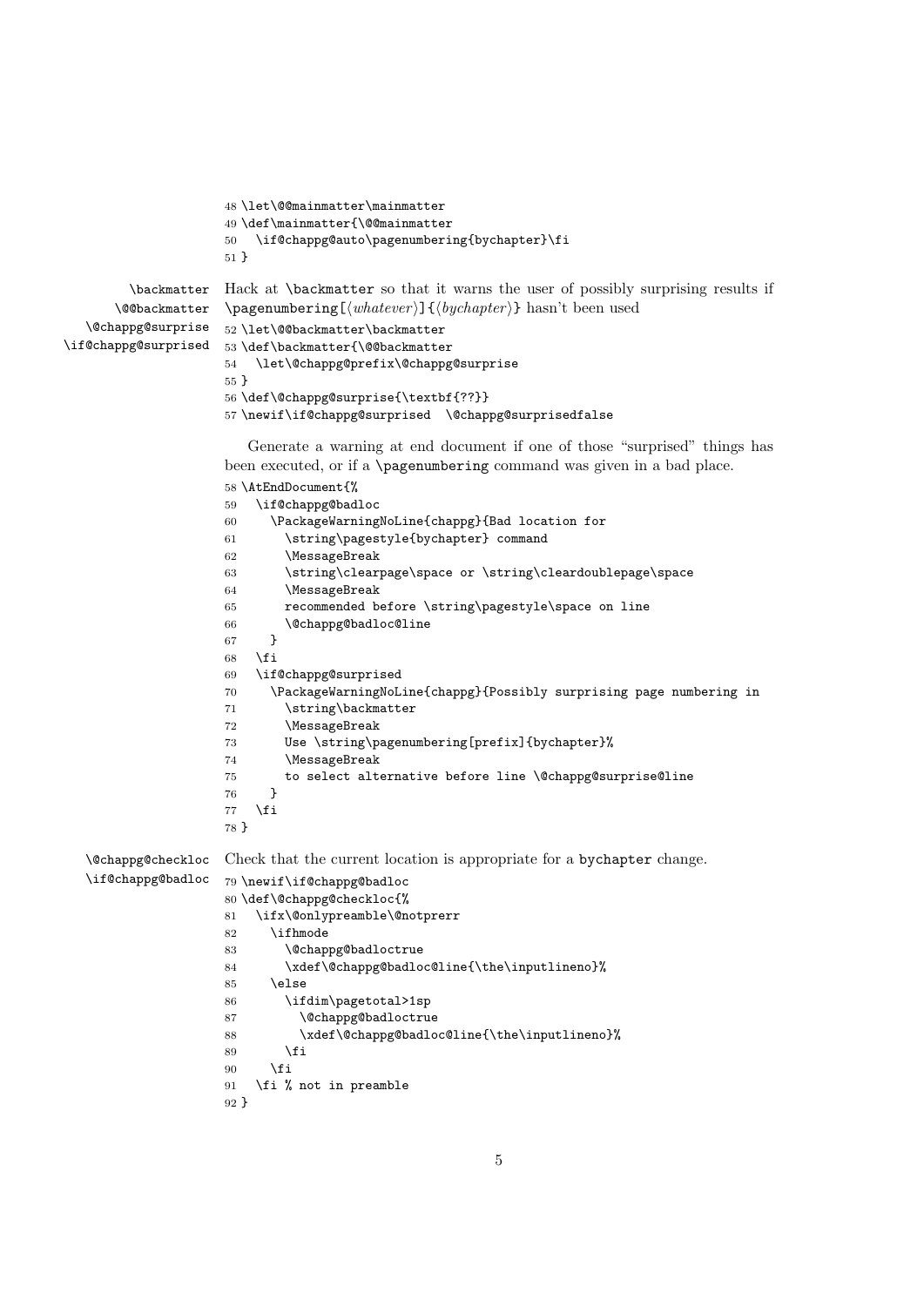```
48 \let\@@mainmatter\mainmatter
49 \def\mainmatter{\@@mainmatter
50   \if@chappg@auto\pagenumbering{bychapter}\fi
51 }
```

\backmatter \@@backmatter \@chappg@surprise \if@chappg@surprised

Hack at \backmatter so that it warns the user of possibly surprising results if \pagenumbering[⟨*whatever*⟩]{⟨*bychapter*⟩} hasn't been used

```
52 \let\@@backmatter\backmatter
53 \def\backmatter{\@@backmatter
54   \let\@chappg@prefix\@chappg@surprise
55 }
56 \def\@chappg@surprise{\textbf{??}}
57 \newif\if@chappg@surprised  \@chappg@surprisedfalse
```

Generate a warning at end document if one of those "surprised" things has been executed, or if a \pagenumbering command was given in a bad place.

```
58 \AtEndDocument{%
59   \if@chappg@badloc
60     \PackageWarningNoLine{chappg}{Bad location for
61       \string\pagestyle{bychapter} command
62       \MessageBreak
63       \string\clearpage\space or \string\cleardoublepage\space
64       \MessageBreak
65       recommended before \string\pagestyle\space on line
66       \@chappg@badloc@line
67     }
68   \fi
69   \if@chappg@surprised
70     \PackageWarningNoLine{chappg}{Possibly surprising page numbering in
71       \string\backmatter
72       \MessageBreak
73       Use \string\pagenumbering[prefix]{bychapter}%
74       \MessageBreak
75       to select alternative before line \@chappg@surprise@line
76     }
77   \fi
78 }
```

\@chappg@checkloc \if@chappg@badloc

Check that the current location is appropriate for a bychapter change.

```
79 \newif\if@chappg@badloc
80 \def\@chappg@checkloc{%
81   \ifx\@onlypreamble\@notprerr
82     \ifhmode
83       \@chappg@badloctrue
84       \xdef\@chappg@badloc@line{\the\inputlineno}%
85     \else
86       \ifdim\pagetotal>1sp
87         \@chappg@badloctrue
88         \xdef\@chappg@badloc@line{\the\inputlineno}%
89       \fi
90     \fi
91   \fi % not in preamble
92 }
```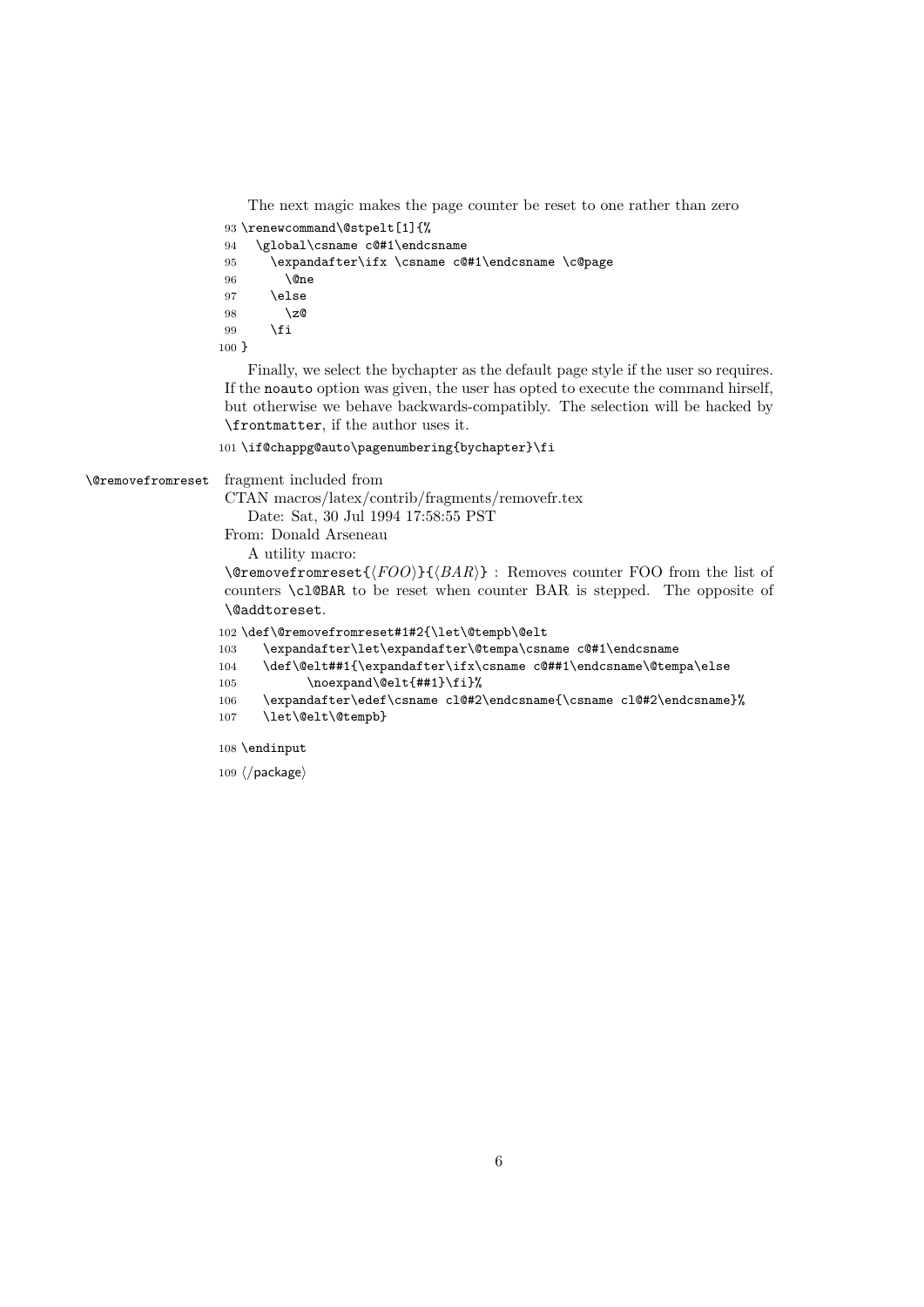The next magic makes the page counter be reset to one rather than zero

```
93 \renewcommand\@stpelt[1]{%
94   \global\csname c@#1\endcsname
95     \expandafter\ifx \csname c@#1\endcsname \c@page
96       \@ne
97     \else
98       \z@
99     \fi
100 }
```

Finally, we select the bychapter as the default page style if the user so requires. If the noauto option was given, the user has opted to execute the command hirself, but otherwise we behave backwards-compatibly. The selection will be hacked by `\frontmatter`, if the author uses it.

```
101 \if@chappg@auto\pagenumbering{bychapter}\fi
```

`\@removefromreset` fragment included from
CTAN macros/latex/contrib/fragments/removefr.tex

Date: Sat, 30 Jul 1994 17:58:55 PST

From: Donald Arseneau

A utility macro:

`\@removefromreset{⟨FOO⟩}{⟨BAR⟩}` : Removes counter FOO from the list of counters `\cl@BAR` to be reset when counter BAR is stepped. The opposite of `\@addtoreset`.

```
102 \def\@removefromreset#1#2{\let\@tempb\@elt
103    \expandafter\let\expandafter\@tempa\csname c@#1\endcsname
104    \def\@elt##1{\expandafter\ifx\csname c@##1\endcsname\@tempa\else
105          \noexpand\@elt{##1}\fi}%
106    \expandafter\edef\csname cl@#2\endcsname{\csname cl@#2\endcsname}%
107    \let\@elt\@tempb}
```

```
108 \endinput
```

```
109 ⟨/package⟩
```